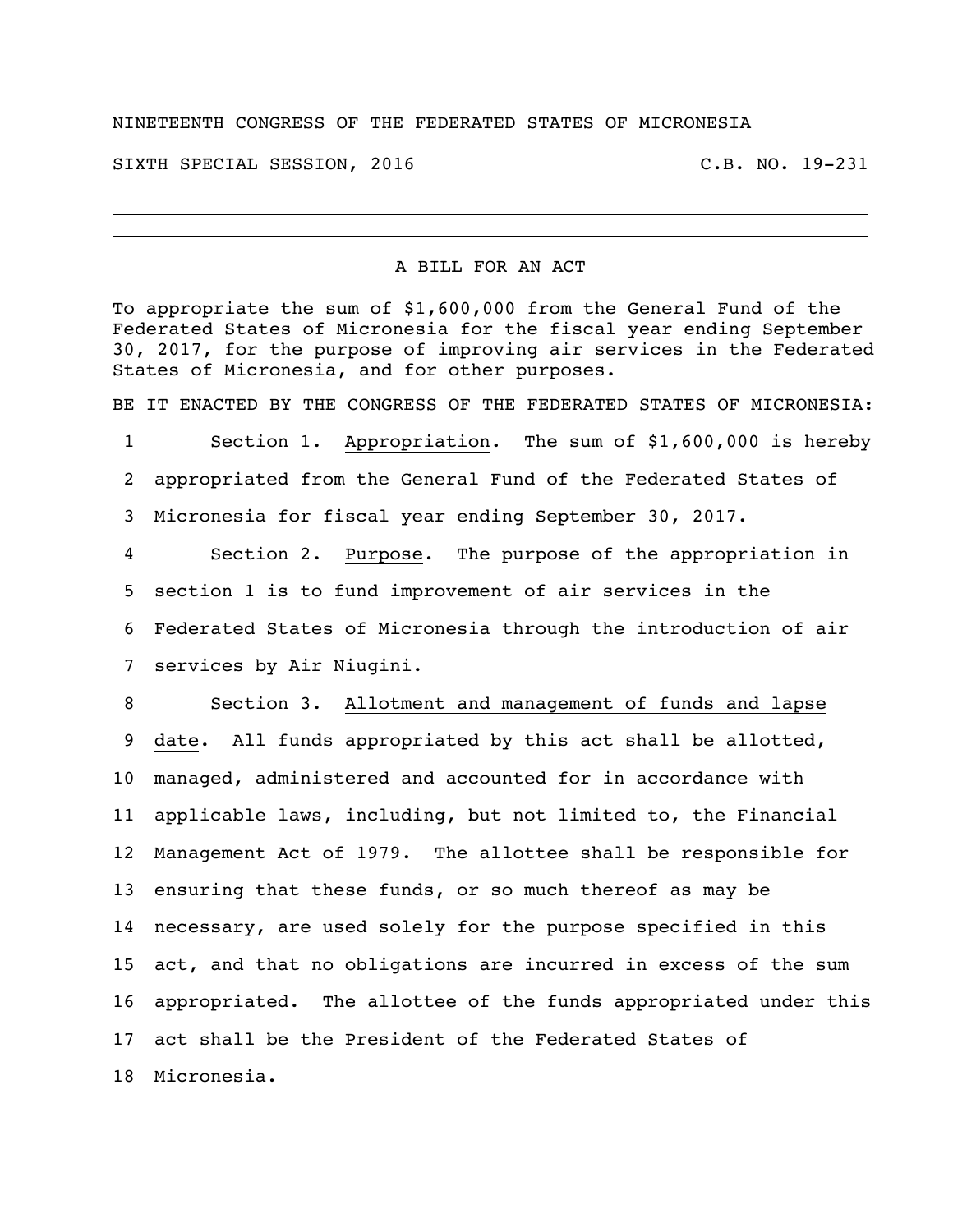NINETEENTH CONGRESS OF THE FEDERATED STATES OF MICRONESIA

SIXTH SPECIAL SESSION, 2016 C.B. NO. 19-231

---

A BILL FOR AN ACT

To appropriate the sum of $1,600,000 from the General Fund of the Federated States of Micronesia for the fiscal year ending September 30, 2017, for the purpose of improving air services in the Federated States of Micronesia, and for other purposes.

BE IT ENACTED BY THE CONGRESS OF THE FEDERATED STATES OF MICRONESIA:

1 Section 1. Appropriation. The sum of $1,600,000 is hereby
2 appropriated from the General Fund of the Federated States of
3 Micronesia for fiscal year ending September 30, 2017.

4 Section 2. Purpose. The purpose of the appropriation in
5 section 1 is to fund improvement of air services in the
6 Federated States of Micronesia through the introduction of air
7 services by Air Niugini.

8 Section 3. Allotment and management of funds and lapse
9 date. All funds appropriated by this act shall be allotted,
10 managed, administered and accounted for in accordance with
11 applicable laws, including, but not limited to, the Financial
12 Management Act of 1979. The allottee shall be responsible for
13 ensuring that these funds, or so much thereof as may be
14 necessary, are used solely for the purpose specified in this
15 act, and that no obligations are incurred in excess of the sum
16 appropriated. The allottee of the funds appropriated under this
17 act shall be the President of the Federated States of
18 Micronesia.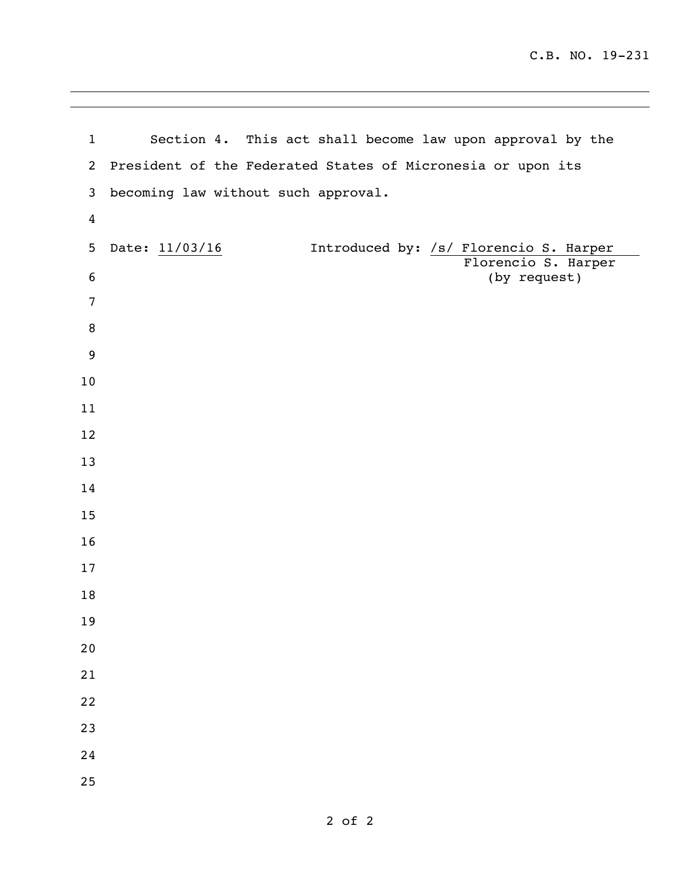Section 4. This act shall become law upon approval by the President of the Federated States of Micronesia or upon its becoming law without such approval.

Date: 11/03/16

Introduced by: /s/ Florencio S. Harper

Florencio S. Harper
(by request)